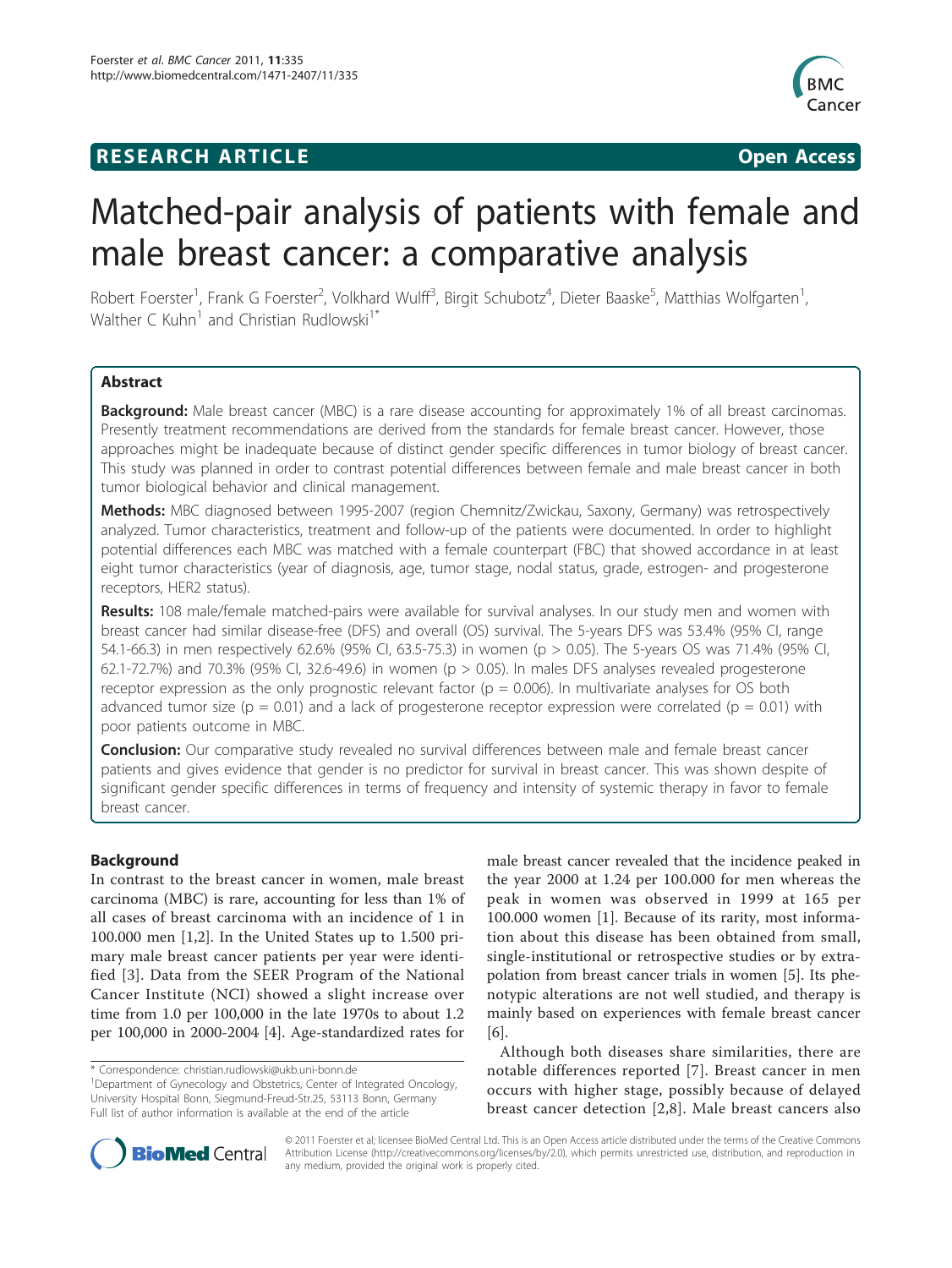## RESEARCH ARTICLE

**Open Access**

# Matched-pair analysis of patients with female and male breast cancer: a comparative analysis

Robert Foerster[1], Frank G Foerster[2], Volkhard Wulff[3], Birgit Schubotz[4], Dieter Baaske[5], Matthias Wolfgarten[1], Walther C Kuhn[1] and Christian Rudlowski[1*]

## Abstract

**Background:** Male breast cancer (MBC) is a rare disease accounting for approximately 1% of all breast carcinomas. Presently treatment recommendations are derived from the standards for female breast cancer. However, those approaches might be inadequate because of distinct gender specific differences in tumor biology of breast cancer. This study was planned in order to contrast potential differences between female and male breast cancer in both tumor biological behavior and clinical management.

**Methods:** MBC diagnosed between 1995-2007 (region Chemnitz/Zwickau, Saxony, Germany) was retrospectively analyzed. Tumor characteristics, treatment and follow-up of the patients were documented. In order to highlight potential differences each MBC was matched with a female counterpart (FBC) that showed accordance in at least eight tumor characteristics (year of diagnosis, age, tumor stage, nodal status, grade, estrogen- and progesterone receptors, HER2 status).

**Results:** 108 male/female matched-pairs were available for survival analyses. In our study men and women with breast cancer had similar disease-free (DFS) and overall (OS) survival. The 5-years DFS was 53.4% (95% CI, range 54.1-66.3) in men respectively 62.6% (95% CI, 63.5-75.3) in women ($p > 0.05$). The 5-years OS was 71.4% (95% CI, 62.1-72.7%) and 70.3% (95% CI, 32.6-49.6) in women ($p > 0.05$). In males DFS analyses revealed progesterone receptor expression as the only prognostic relevant factor ($p = 0.006$). In multivariate analyses for OS both advanced tumor size ($p = 0.01$) and a lack of progesterone receptor expression were correlated ($p = 0.01$) with poor patients outcome in MBC.

**Conclusion:** Our comparative study revealed no survival differences between male and female breast cancer patients and gives evidence that gender is no predictor for survival in breast cancer. This was shown despite of significant gender specific differences in terms of frequency and intensity of systemic therapy in favor to female breast cancer.

## Background

In contrast to the breast cancer in women, male breast carcinoma (MBC) is rare, accounting for less than 1% of all cases of breast carcinoma with an incidence of 1 in 100.000 men [1,2]. In the United States up to 1.500 primary male breast cancer patients per year were identified [3]. Data from the SEER Program of the National Cancer Institute (NCI) showed a slight increase over time from 1.0 per 100,000 in the late 1970s to about 1.2 per 100,000 in 2000-2004 [4]. Age-standardized rates for male breast cancer revealed that the incidence peaked in the year 2000 at 1.24 per 100.000 for men whereas the peak in women was observed in 1999 at 165 per 100.000 women [1]. Because of its rarity, most information about this disease has been obtained from small, single-institutional or retrospective studies or by extrapolation from breast cancer trials in women [5]. Its phenotypic alterations are not well studied, and therapy is mainly based on experiences with female breast cancer [6].

Although both diseases share similarities, there are notable differences reported [7]. Breast cancer in men occurs with higher stage, possibly because of delayed breast cancer detection [2,8]. Male breast cancers also

\* Correspondence: christian.rudlowski@ukb.uni-bonn.de
[1]Department of Gynecology and Obstetrics, Center of Integrated Oncology, University Hospital Bonn, Siegmund-Freud-Str.25, 53113 Bonn, Germany
Full list of author information is available at the end of the article

© 2011 Foerster et al; licensee BioMed Central Ltd. This is an Open Access article distributed under the terms of the Creative Commons Attribution License (http://creativecommons.org/licenses/by/2.0), which permits unrestricted use, distribution, and reproduction in any medium, provided the original work is properly cited.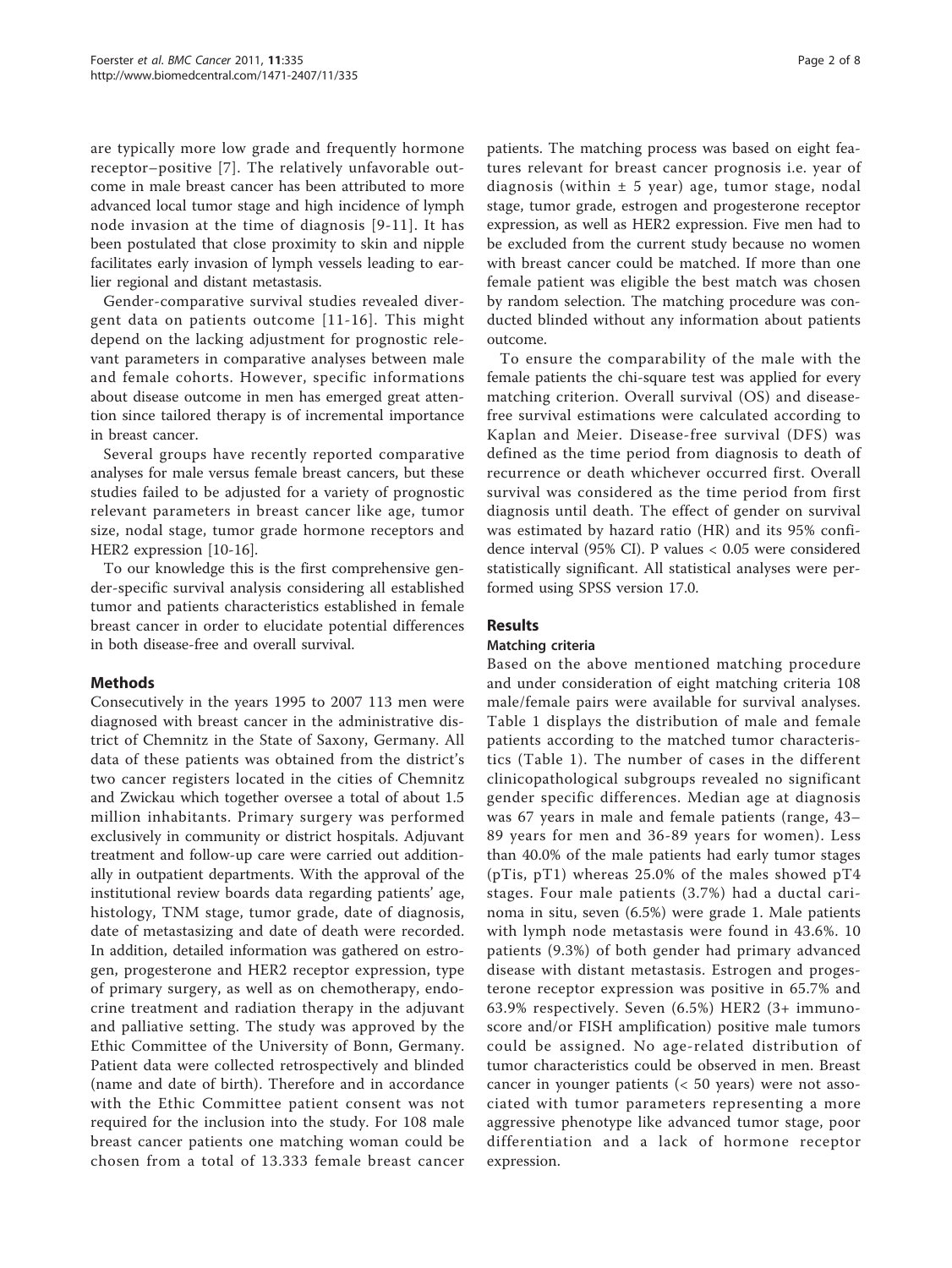are typically more low grade and frequently hormone receptor–positive [7]. The relatively unfavorable outcome in male breast cancer has been attributed to more advanced local tumor stage and high incidence of lymph node invasion at the time of diagnosis [9-11]. It has been postulated that close proximity to skin and nipple facilitates early invasion of lymph vessels leading to earlier regional and distant metastasis.

Gender-comparative survival studies revealed divergent data on patients outcome [11-16]. This might depend on the lacking adjustment for prognostic relevant parameters in comparative analyses between male and female cohorts. However, specific informations about disease outcome in men has emerged great attention since tailored therapy is of incremental importance in breast cancer.

Several groups have recently reported comparative analyses for male versus female breast cancers, but these studies failed to be adjusted for a variety of prognostic relevant parameters in breast cancer like age, tumor size, nodal stage, tumor grade hormone receptors and HER2 expression [10-16].

To our knowledge this is the first comprehensive gender-specific survival analysis considering all established tumor and patients characteristics established in female breast cancer in order to elucidate potential differences in both disease-free and overall survival.

## Methods

Consecutively in the years 1995 to 2007 113 men were diagnosed with breast cancer in the administrative district of Chemnitz in the State of Saxony, Germany. All data of these patients was obtained from the district's two cancer registers located in the cities of Chemnitz and Zwickau which together oversee a total of about 1.5 million inhabitants. Primary surgery was performed exclusively in community or district hospitals. Adjuvant treatment and follow-up care were carried out additionally in outpatient departments. With the approval of the institutional review boards data regarding patients' age, histology, TNM stage, tumor grade, date of diagnosis, date of metastasizing and date of death were recorded. In addition, detailed information was gathered on estrogen, progesterone and HER2 receptor expression, type of primary surgery, as well as on chemotherapy, endocrine treatment and radiation therapy in the adjuvant and palliative setting. The study was approved by the Ethic Committee of the University of Bonn, Germany. Patient data were collected retrospectively and blinded (name and date of birth). Therefore and in accordance with the Ethic Committee patient consent was not required for the inclusion into the study. For 108 male breast cancer patients one matching woman could be chosen from a total of 13.333 female breast cancer patients. The matching process was based on eight features relevant for breast cancer prognosis i.e. year of diagnosis (within ± 5 year) age, tumor stage, nodal stage, tumor grade, estrogen and progesterone receptor expression, as well as HER2 expression. Five men had to be excluded from the current study because no women with breast cancer could be matched. If more than one female patient was eligible the best match was chosen by random selection. The matching procedure was conducted blinded without any information about patients outcome.

To ensure the comparability of the male with the female patients the chi-square test was applied for every matching criterion. Overall survival (OS) and disease-free survival estimations were calculated according to Kaplan and Meier. Disease-free survival (DFS) was defined as the time period from diagnosis to death of recurrence or death whichever occurred first. Overall survival was considered as the time period from first diagnosis until death. The effect of gender on survival was estimated by hazard ratio (HR) and its 95% confidence interval (95% CI). P values < 0.05 were considered statistically significant. All statistical analyses were performed using SPSS version 17.0.

## Results

### Matching criteria

Based on the above mentioned matching procedure and under consideration of eight matching criteria 108 male/female pairs were available for survival analyses. Table 1 displays the distribution of male and female patients according to the matched tumor characteristics (Table 1). The number of cases in the different clinicopathological subgroups revealed no significant gender specific differences. Median age at diagnosis was 67 years in male and female patients (range, 43–89 years for men and 36-89 years for women). Less than 40.0% of the male patients had early tumor stages (pTis, pT1) whereas 25.0% of the males showed pT4 stages. Four male patients (3.7%) had a ductal carinoma in situ, seven (6.5%) were grade 1. Male patients with lymph node metastasis were found in 43.6%. 10 patients (9.3%) of both gender had primary advanced disease with distant metastasis. Estrogen and progesterone receptor expression was positive in 65.7% and 63.9% respectively. Seven (6.5%) HER2 (3+ immunoscore and/or FISH amplification) positive male tumors could be assigned. No age-related distribution of tumor characteristics could be observed in men. Breast cancer in younger patients (< 50 years) were not associated with tumor parameters representing a more aggressive phenotype like advanced tumor stage, poor differentiation and a lack of hormone receptor expression.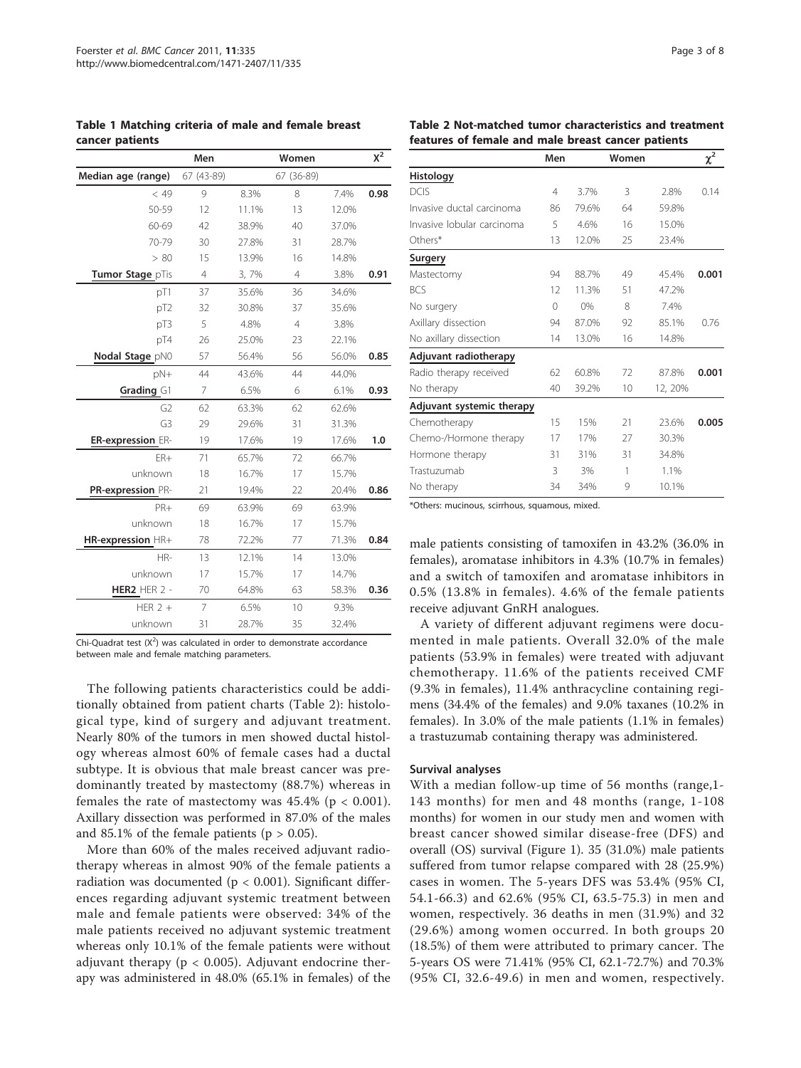**Table 1 Matching criteria of male and female breast cancer patients**

| | Men | | Women | | $X^2$ |
|---|---|---|---|---|---|
| **Median age (range)** | 67 (43-89) | | 67 (36-89) | | |
| < 49 | 9 | 8.3% | 8 | 7.4% | **0.98** |
| 50-59 | 12 | 11.1% | 13 | 12.0% | |
| 60-69 | 42 | 38.9% | 40 | 37.0% | |
| 70-79 | 30 | 27.8% | 31 | 28.7% | |
| > 80 | 15 | 13.9% | 16 | 14.8% | |
| **Tumor Stage** pTis | 4 | 3, 7% | 4 | 3.8% | **0.91** |
| pT1 | 37 | 35.6% | 36 | 34.6% | |
| pT2 | 32 | 30.8% | 37 | 35.6% | |
| pT3 | 5 | 4.8% | 4 | 3.8% | |
| pT4 | 26 | 25.0% | 23 | 22.1% | |
| **Nodal Stage** pN0 | 57 | 56.4% | 56 | 56.0% | **0.85** |
| pN+ | 44 | 43.6% | 44 | 44.0% | |
| **Grading** G1 | 7 | 6.5% | 6 | 6.1% | **0.93** |
| G2 | 62 | 63.3% | 62 | 62.6% | |
| G3 | 29 | 29.6% | 31 | 31.3% | |
| **ER-expression** ER- | 19 | 17.6% | 19 | 17.6% | **1.0** |
| ER+ | 71 | 65.7% | 72 | 66.7% | |
| unknown | 18 | 16.7% | 17 | 15.7% | |
| **PR-expression** PR- | 21 | 19.4% | 22 | 20.4% | **0.86** |
| PR+ | 69 | 63.9% | 69 | 63.9% | |
| unknown | 18 | 16.7% | 17 | 15.7% | |
| **HR-expression** HR+ | 78 | 72.2% | 77 | 71.3% | **0.84** |
| HR- | 13 | 12.1% | 14 | 13.0% | |
| unknown | 17 | 15.7% | 17 | 14.7% | |
| **HER2** HER 2 - | 70 | 64.8% | 63 | 58.3% | **0.36** |
| HER 2 + | 7 | 6.5% | 10 | 9.3% | |
| unknown | 31 | 28.7% | 35 | 32.4% | |

Chi-Quadrat test ($X^2$) was calculated in order to demonstrate accordance between male and female matching parameters.

**Table 2 Not-matched tumor characteristics and treatment features of female and male breast cancer patients**

| | Men | | Women | | $\chi^2$ |
|---|---|---|---|---|---|
| **Histology** | | | | | |
| DCIS | 4 | 3.7% | 3 | 2.8% | 0.14 |
| Invasive ductal carcinoma | 86 | 79.6% | 64 | 59.8% | |
| Invasive lobular carcinoma | 5 | 4.6% | 16 | 15.0% | |
| Others* | 13 | 12.0% | 25 | 23.4% | |
| **Surgery** | | | | | |
| Mastectomy | 94 | 88.7% | 49 | 45.4% | **0.001** |
| BCS | 12 | 11.3% | 51 | 47.2% | |
| No surgery | 0 | 0% | 8 | 7.4% | |
| Axillary dissection | 94 | 87.0% | 92 | 85.1% | 0.76 |
| No axillary dissection | 14 | 13.0% | 16 | 14.8% | |
| **Adjuvant radiotherapy** | | | | | |
| Radio therapy received | 62 | 60.8% | 72 | 87.8% | **0.001** |
| No therapy | 40 | 39.2% | 10 | 12, 20% | |
| **Adjuvant systemic therapy** | | | | | |
| Chemotherapy | 15 | 15% | 21 | 23.6% | **0.005** |
| Chemo-/Hormone therapy | 17 | 17% | 27 | 30.3% | |
| Hormone therapy | 31 | 31% | 31 | 34.8% | |
| Trastuzumab | 3 | 3% | 1 | 1.1% | |
| No therapy | 34 | 34% | 9 | 10.1% | |

*Others: mucinous, scirrhous, squamous, mixed.

The following patients characteristics could be additionally obtained from patient charts (Table 2): histological type, kind of surgery and adjuvant treatment. Nearly 80% of the tumors in men showed ductal histology whereas almost 60% of female cases had a ductal subtype. It is obvious that male breast cancer was predominantly treated by mastectomy (88.7%) whereas in females the rate of mastectomy was 45.4% ($p < 0.001$). Axillary dissection was performed in 87.0% of the males and 85.1% of the female patients ($p > 0.05$).

More than 60% of the males received adjuvant radiotherapy whereas in almost 90% of the female patients a radiation was documented ($p < 0.001$). Significant differences regarding adjuvant systemic treatment between male and female patients were observed: 34% of the male patients received no adjuvant systemic treatment whereas only 10.1% of the female patients were without adjuvant therapy ($p < 0.005$). Adjuvant endocrine therapy was administered in 48.0% (65.1% in females) of the male patients consisting of tamoxifen in 43.2% (36.0% in females), aromatase inhibitors in 4.3% (10.7% in females) and a switch of tamoxifen and aromatase inhibitors in 0.5% (13.8% in females). 4.6% of the female patients receive adjuvant GnRH analogues.

A variety of different adjuvant regimens were documented in male patients. Overall 32.0% of the male patients (53.9% in females) were treated with adjuvant chemotherapy. 11.6% of the patients received CMF (9.3% in females), 11.4% anthracycline containing regimens (34.4% of the females) and 9.0% taxanes (10.2% in females). In 3.0% of the male patients (1.1% in females) a trastuzumab containing therapy was administered.

### Survival analyses

With a median follow-up time of 56 months (range,1-143 months) for men and 48 months (range, 1-108 months) for women in our study men and women with breast cancer showed similar disease-free (DFS) and overall (OS) survival (Figure 1). 35 (31.0%) male patients suffered from tumor relapse compared with 28 (25.9%) cases in women. The 5-years DFS was 53.4% (95% CI, 54.1-66.3) and 62.6% (95% CI, 63.5-75.3) in men and women, respectively. 36 deaths in men (31.9%) and 32 (29.6%) among women occurred. In both groups 20 (18.5%) of them were attributed to primary cancer. The 5-years OS were 71.41% (95% CI, 62.1-72.7%) and 70.3% (95% CI, 32.6-49.6) in men and women, respectively.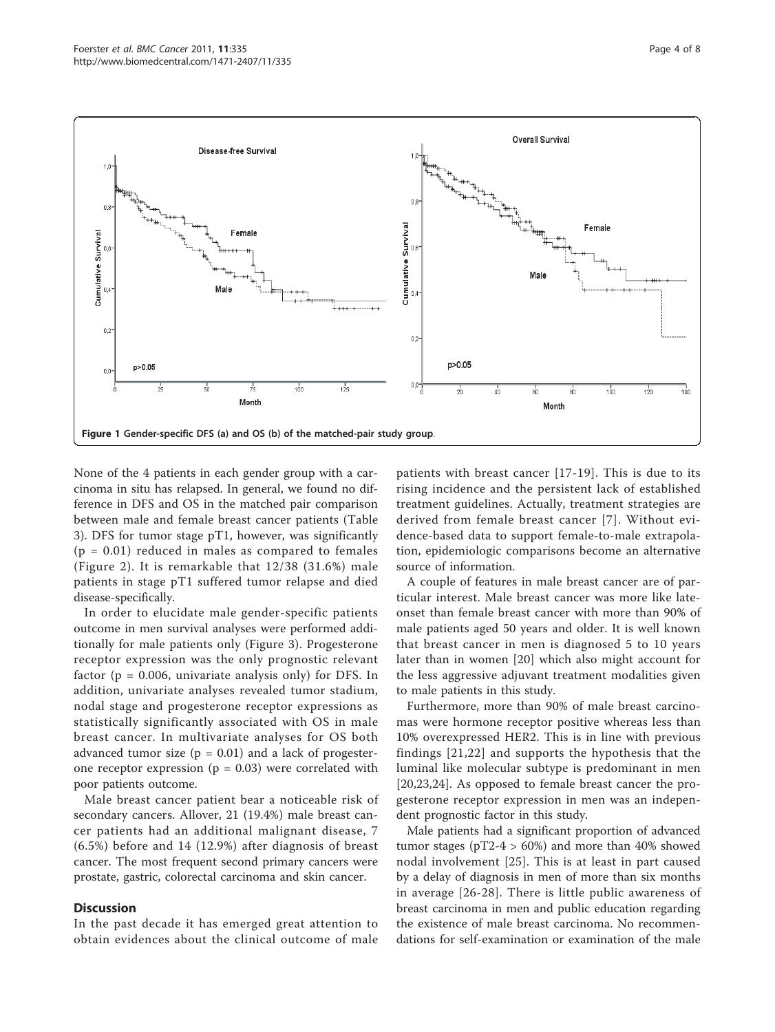Figure 1 Gender-specific DFS (a) and OS (b) of the matched-pair study group.

None of the 4 patients in each gender group with a carcinoma in situ has relapsed. In general, we found no difference in DFS and OS in the matched pair comparison between male and female breast cancer patients (Table 3). DFS for tumor stage pT1, however, was significantly ($p = 0.01$) reduced in males as compared to females (Figure 2). It is remarkable that 12/38 (31.6%) male patients in stage pT1 suffered tumor relapse and died disease-specifically.

In order to elucidate male gender-specific patients outcome in men survival analyses were performed additionally for male patients only (Figure 3). Progesterone receptor expression was the only prognostic relevant factor ($p = 0.006$, univariate analysis only) for DFS. In addition, univariate analyses revealed tumor stadium, nodal stage and progesterone receptor expressions as statistically significantly associated with OS in male breast cancer. In multivariate analyses for OS both advanced tumor size ($p = 0.01$) and a lack of progesterone receptor expression ($p = 0.03$) were correlated with poor patients outcome.

Male breast cancer patient bear a noticeable risk of secondary cancers. Allover, 21 (19.4%) male breast cancer patients had an additional malignant disease, 7 (6.5%) before and 14 (12.9%) after diagnosis of breast cancer. The most frequent second primary cancers were prostate, gastric, colorectal carcinoma and skin cancer.

## Discussion

In the past decade it has emerged great attention to obtain evidences about the clinical outcome of male patients with breast cancer [17-19]. This is due to its rising incidence and the persistent lack of established treatment guidelines. Actually, treatment strategies are derived from female breast cancer [7]. Without evidence-based data to support female-to-male extrapolation, epidemiologic comparisons become an alternative source of information.

A couple of features in male breast cancer are of particular interest. Male breast cancer was more like late-onset than female breast cancer with more than 90% of male patients aged 50 years and older. It is well known that breast cancer in men is diagnosed 5 to 10 years later than in women [20] which also might account for the less aggressive adjuvant treatment modalities given to male patients in this study.

Furthermore, more than 90% of male breast carcinomas were hormone receptor positive whereas less than 10% overexpressed HER2. This is in line with previous findings [21,22] and supports the hypothesis that the luminal like molecular subtype is predominant in men [20,23,24]. As opposed to female breast cancer the progesterone receptor expression in men was an independent prognostic factor in this study.

Male patients had a significant proportion of advanced tumor stages (pT2-4 > 60%) and more than 40% showed nodal involvement [25]. This is at least in part caused by a delay of diagnosis in men of more than six months in average [26-28]. There is little public awareness of breast carcinoma in men and public education regarding the existence of male breast carcinoma. No recommendations for self-examination or examination of the male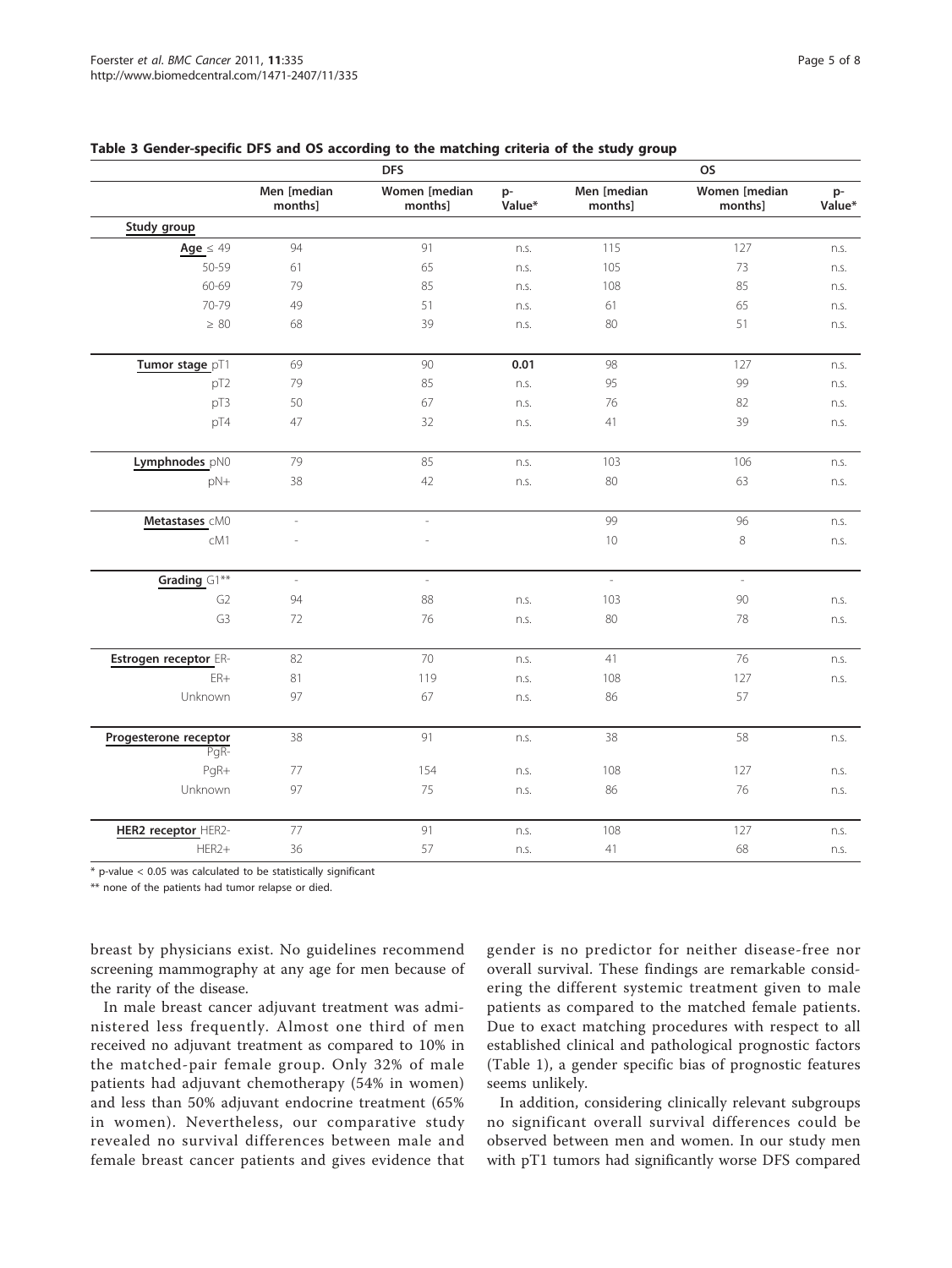**Table 3 Gender-specific DFS and OS according to the matching criteria of the study group**

| | DFS | | | OS | | |
|---|---|---|---|---|---|---|
| | Men [median months] | Women [median months] | p-Value* | Men [median months] | Women [median months] | p-Value* |
| **Study group** | | | | | | |
| **Age** ≤ 49 | 94 | 91 | n.s. | 115 | 127 | n.s. |
| 50-59 | 61 | 65 | n.s. | 105 | 73 | n.s. |
| 60-69 | 79 | 85 | n.s. | 108 | 85 | n.s. |
| 70-79 | 49 | 51 | n.s. | 61 | 65 | n.s. |
| ≥ 80 | 68 | 39 | n.s. | 80 | 51 | n.s. |
| **Tumor stage** pT1 | 69 | 90 | **0.01** | 98 | 127 | n.s. |
| pT2 | 79 | 85 | n.s. | 95 | 99 | n.s. |
| pT3 | 50 | 67 | n.s. | 76 | 82 | n.s. |
| pT4 | 47 | 32 | n.s. | 41 | 39 | n.s. |
| **Lymphnodes** pN0 | 79 | 85 | n.s. | 103 | 106 | n.s. |
| pN+ | 38 | 42 | n.s. | 80 | 63 | n.s. |
| **Metastases** cM0 | - | - | | 99 | 96 | n.s. |
| cM1 | - | - | | 10 | 8 | n.s. |
| **Grading** G1** | - | - | | - | - | |
| G2 | 94 | 88 | n.s. | 103 | 90 | n.s. |
| G3 | 72 | 76 | n.s. | 80 | 78 | n.s. |
| **Estrogen receptor** ER- | 82 | 70 | n.s. | 41 | 76 | n.s. |
| ER+ | 81 | 119 | n.s. | 108 | 127 | n.s. |
| Unknown | 97 | 67 | n.s. | 86 | 57 | |
| **Progesterone receptor** PgR- | 38 | 91 | n.s. | 38 | 58 | n.s. |
| PgR+ | 77 | 154 | n.s. | 108 | 127 | n.s. |
| Unknown | 97 | 75 | n.s. | 86 | 76 | n.s. |
| **HER2 receptor** HER2- | 77 | 91 | n.s. | 108 | 127 | n.s. |
| HER2+ | 36 | 57 | n.s. | 41 | 68 | n.s. |

* p-value < 0.05 was calculated to be statistically significant

** none of the patients had tumor relapse or died.

breast by physicians exist. No guidelines recommend screening mammography at any age for men because of the rarity of the disease.

In male breast cancer adjuvant treatment was administered less frequently. Almost one third of men received no adjuvant treatment as compared to 10% in the matched-pair female group. Only 32% of male patients had adjuvant chemotherapy (54% in women) and less than 50% adjuvant endocrine treatment (65% in women). Nevertheless, our comparative study revealed no survival differences between male and female breast cancer patients and gives evidence that gender is no predictor for neither disease-free nor overall survival. These findings are remarkable considering the different systemic treatment given to male patients as compared to the matched female patients. Due to exact matching procedures with respect to all established clinical and pathological prognostic factors (Table 1), a gender specific bias of prognostic features seems unlikely.

In addition, considering clinically relevant subgroups no significant overall survival differences could be observed between men and women. In our study men with pT1 tumors had significantly worse DFS compared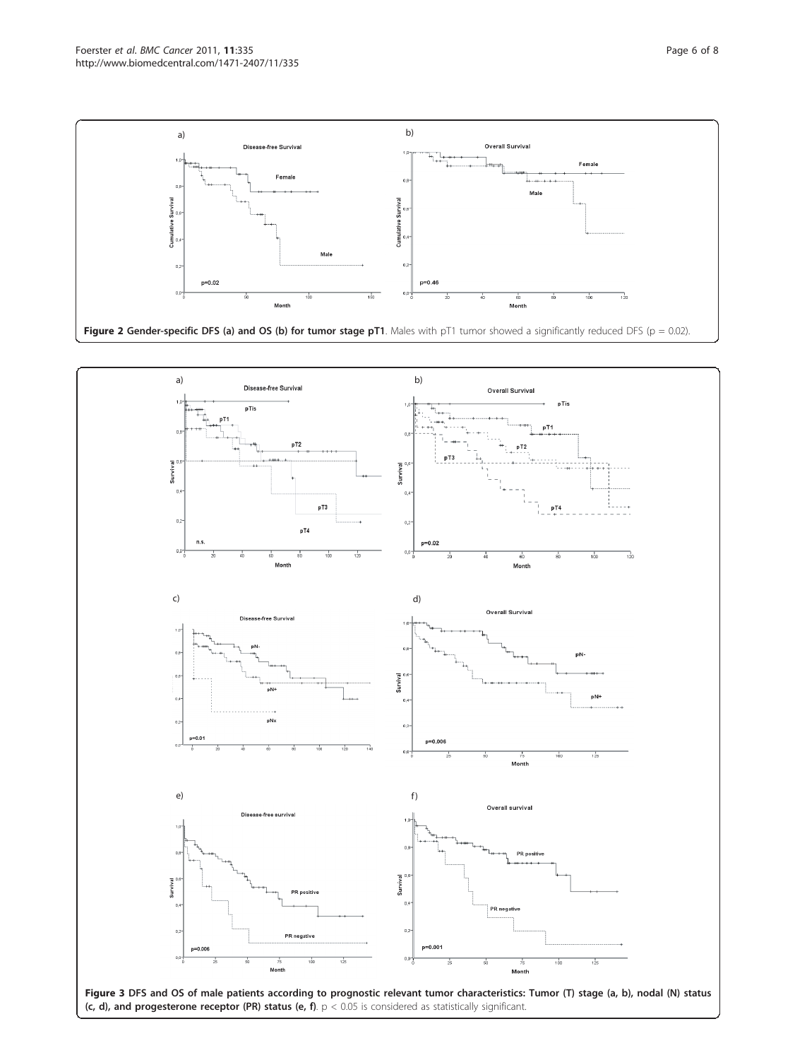**Figure 2 Gender-specific DFS (a) and OS (b) for tumor stage pT1**. Males with pT1 tumor showed a significantly reduced DFS (p = 0.02).

**Figure 3 DFS and OS of male patients according to prognostic relevant tumor characteristics: Tumor (T) stage (a, b), nodal (N) status (c, d), and progesterone receptor (PR) status (e, f)**. $p < 0.05$ is considered as statistically significant.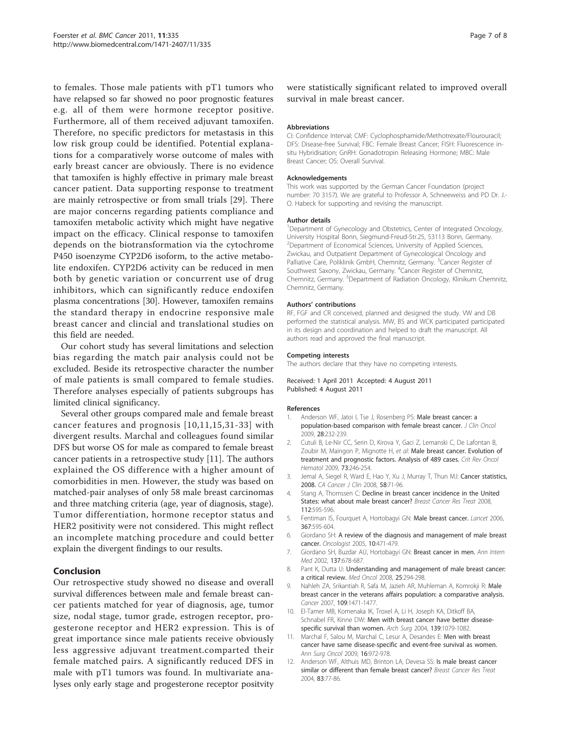to females. Those male patients with pT1 tumors who have relapsed so far showed no poor prognostic features e.g. all of them were hormone receptor positive. Furthermore, all of them received adjuvant tamoxifen. Therefore, no specific predictors for metastasis in this low risk group could be identified. Potential explanations for a comparatively worse outcome of males with early breast cancer are obviously. There is no evidence that tamoxifen is highly effective in primary male breast cancer patient. Data supporting response to treatment are mainly retrospective or from small trials [29]. There are major concerns regarding patients compliance and tamoxifen metabolic activity which might have negative impact on the efficacy. Clinical response to tamoxifen depends on the biotransformation via the cytochrome P450 isoenzyme CYP2D6 isoform, to the active metabolite endoxifen. CYP2D6 activity can be reduced in men both by genetic variation or concurrent use of drug inhibitors, which can significantly reduce endoxifen plasma concentrations [30]. However, tamoxifen remains the standard therapy in endocrine responsive male breast cancer and clincial and translational studies on this field are needed.

Our cohort study has several limitations and selection bias regarding the match pair analysis could not be excluded. Beside its retrospective character the number of male patients is small compared to female studies. Therefore analyses especially of patients subgroups has limited clinical significancy.

Several other groups compared male and female breast cancer features and prognosis [10,11,15,31-33] with divergent results. Marchal and colleagues found similar DFS but worse OS for male as compared to female breast cancer patients in a retrospective study [11]. The authors explained the OS difference with a higher amount of comorbidities in men. However, the study was based on matched-pair analyses of only 58 male breast carcinomas and three matching criteria (age, year of diagnosis, stage). Tumor differentiation, hormone receptor status and HER2 positivity were not considered. This might reflect an incomplete matching procedure and could better explain the divergent findings to our results.

## Conclusion

Our retrospective study showed no disease and overall survival differences between male and female breast cancer patients matched for year of diagnosis, age, tumor size, nodal stage, tumor grade, estrogen receptor, progesterone receptor and HER2 expression. This is of great importance since male patients receive obviously less aggressive adjuvant treatment.comparted their female matched pairs. A significantly reduced DFS in male with pT1 tumors was found. In multivariate analyses only early stage and progesterone receptor positvity were statistically significant related to improved overall survival in male breast cancer.

### Abbreviations

CI: Confidence Interval; CMF: Cyclophosphamide/Methotrexate/Flourouracil; DFS: Disease-free Survival; FBC: Female Breast Cancer; FISH: Fluorescence in-situ Hybridisation; GnRH: Gonadotropin Releasing Hormone; MBC: Male Breast Cancer; OS: Overall Survival.

### Acknowledgements

This work was supported by the German Cancer Foundation (project number: 70 3157). We are grateful to Professor A. Schneeweiss and PD Dr. J.-O. Habeck for supporting and revising the manuscript.

### Author details

[1]Department of Gynecology and Obstetrics, Center of Integrated Oncology, University Hospital Bonn, Siegmund-Freud-Str.25, 53113 Bonn, Germany. [2]Department of Economical Sciences, University of Applied Sciences, Zwickau, and Outpatient Department of Gynecological Oncology and Palliative Care, Poliklinik GmbH, Chemnitz, Germany. [3]Cancer Register of Southwest Saxony, Zwickau, Germany. [4]Cancer Register of Chemnitz, Chemnitz, Germany. [5]Department of Radiation Oncology, Klinikum Chemnitz, Chemnitz, Germany.

### Authors' contributions

RF, FGF and CR conceived, planned and designed the study. VW and DB performed the statistical analysis. MW, BS and WCK participated participated in its design and coordination and helped to draft the manuscript. All authors read and approved the final manuscript.

### Competing interests

The authors declare that they have no competing interests.

Received: 1 April 2011 Accepted: 4 August 2011
Published: 4 August 2011

### References

1. Anderson WF, Jatoi I, Tse J, Rosenberg PS: **Male breast cancer: a population-based comparison with female breast cancer.** *J Clin Oncol* 2009, **28**:232-239.
2. Cutuli B, Le-Nir CC, Serin D, Kirova Y, Gaci Z, Lemanski C, De Lafontan B, Zoubir M, Maingon P, Mignotte H, *et al*: **Male breast cancer. Evolution of treatment and prognostic factors. Analysis of 489 cases.** *Crit Rev Oncol Hematol* 2009, **73**:246-254.
3. Jemal A, Siegel R, Ward E, Hao Y, Xu J, Murray T, Thun MJ: **Cancer statistics, 2008.** *CA Cancer J Clin* 2008, **58**:71-96.
4. Stang A, Thomssen C: **Decline in breast cancer incidence in the United States: what about male breast cancer?** *Breast Cancer Res Treat* 2008, **112**:595-596.
5. Fentiman IS, Fourquet A, Hortobagyi GN: **Male breast cancer.** *Lancet* 2006, **367**:595-604.
6. Giordano SH: **A review of the diagnosis and management of male breast cancer.** *Oncologist* 2005, **10**:471-479.
7. Giordano SH, Buzdar AU, Hortobagyi GN: **Breast cancer in men.** *Ann Intern Med* 2002, **137**:678-687.
8. Pant K, Dutta U: **Understanding and management of male breast cancer: a critical review.** *Med Oncol* 2008, **25**:294-298.
9. Nahleh ZA, Srikantiah R, Safa M, Jazieh AR, Muhleman A, Komrokji R: **Male breast cancer in the veterans affairs population: a comparative analysis.** *Cancer* 2007, **109**:1471-1477.
10. El-Tamer MB, Komenaka IK, Troxel A, Li H, Joseph KA, Ditkoff BA, Schnabel FR, Kinne DW: **Men with breast cancer have better disease-specific survival than women.** *Arch Surg* 2004, **139**:1079-1082.
11. Marchal F, Salou M, Marchal C, Lesur A, Desandes E: **Men with breast cancer have same disease-specific and event-free survival as women.** *Ann Surg Oncol* 2009, **16**:972-978.
12. Anderson WF, Althuis MD, Brinton LA, Devesa SS: **Is male breast cancer similar or different than female breast cancer?** *Breast Cancer Res Treat* 2004, **83**:77-86.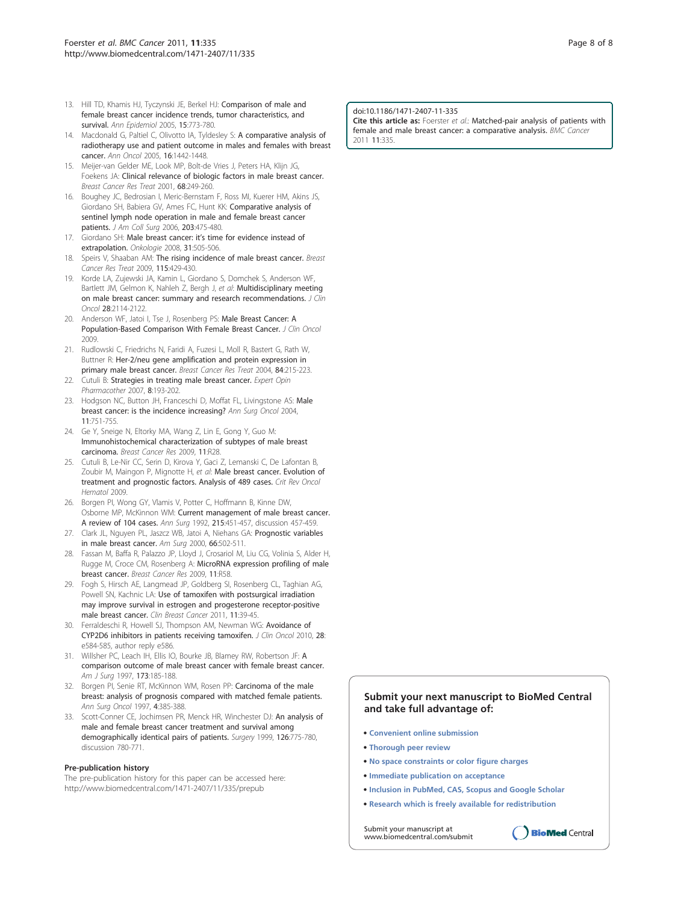13. Hill TD, Khamis HJ, Tyczynski JE, Berkel HJ: **Comparison of male and female breast cancer incidence trends, tumor characteristics, and survival.** *Ann Epidemiol* 2005, **15**:773-780.
14. Macdonald G, Paltiel C, Olivotto IA, Tyldesley S: **A comparative analysis of radiotherapy use and patient outcome in males and females with breast cancer.** *Ann Oncol* 2005, **16**:1442-1448.
15. Meijer-van Gelder ME, Look MP, Bolt-de Vries J, Peters HA, Klijn JG, Foekens JA: **Clinical relevance of biologic factors in male breast cancer.** *Breast Cancer Res Treat* 2001, **68**:249-260.
16. Boughey JC, Bedrosian I, Meric-Bernstam F, Ross MI, Kuerer HM, Akins JS, Giordano SH, Babiera GV, Ames FC, Hunt KK: **Comparative analysis of sentinel lymph node operation in male and female breast cancer patients.** *J Am Coll Surg* 2006, **203**:475-480.
17. Giordano SH: **Male breast cancer: it's time for evidence instead of extrapolation.** *Onkologie* 2008, **31**:505-506.
18. Speirs V, Shaaban AM: **The rising incidence of male breast cancer.** *Breast Cancer Res Treat* 2009, **115**:429-430.
19. Korde LA, Zujewski JA, Kamin L, Giordano S, Domchek S, Anderson WF, Bartlett JM, Gelmon K, Nahleh Z, Bergh J, *et al*: **Multidisciplinary meeting on male breast cancer: summary and research recommendations.** *J Clin Oncol* **28**:2114-2122.
20. Anderson WF, Jatoi I, Tse J, Rosenberg PS: **Male Breast Cancer: A Population-Based Comparison With Female Breast Cancer.** *J Clin Oncol* 2009.
21. Rudlowski C, Friedrichs N, Faridi A, Fuzesi L, Moll R, Bastert G, Rath W, Buttner R: **Her-2/neu gene amplification and protein expression in primary male breast cancer.** *Breast Cancer Res Treat* 2004, **84**:215-223.
22. Cutuli B: **Strategies in treating male breast cancer.** *Expert Opin Pharmacother* 2007, **8**:193-202.
23. Hodgson NC, Button JH, Franceschi D, Moffat FL, Livingstone AS: **Male breast cancer: is the incidence increasing?** *Ann Surg Oncol* 2004, **11**:751-755.
24. Ge Y, Sneige N, Eltorky MA, Wang Z, Lin E, Gong Y, Guo M: **Immunohistochemical characterization of subtypes of male breast carcinoma.** *Breast Cancer Res* 2009, **11**:R28.
25. Cutuli B, Le-Nir CC, Serin D, Kirova Y, Gaci Z, Lemanski C, De Lafontan B, Zoubir M, Maingon P, Mignotte H, *et al*: **Male breast cancer. Evolution of treatment and prognostic factors. Analysis of 489 cases.** *Crit Rev Oncol Hematol* 2009.
26. Borgen PI, Wong GY, Vlamis V, Potter C, Hoffmann B, Kinne DW, Osborne MP, McKinnon WM: **Current management of male breast cancer. A review of 104 cases.** *Ann Surg* 1992, **215**:451-457, discussion 457-459.
27. Clark JL, Nguyen PL, Jaszcz WB, Jatoi A, Niehans GA: **Prognostic variables in male breast cancer.** *Am Surg* 2000, **66**:502-511.
28. Fassan M, Baffa R, Palazzo JP, Lloyd J, Crosariol M, Liu CG, Volinia S, Alder H, Rugge M, Croce CM, Rosenberg A: **MicroRNA expression profiling of male breast cancer.** *Breast Cancer Res* 2009, **11**:R58.
29. Fogh S, Hirsch AE, Langmead JP, Goldberg SI, Rosenberg CL, Taghian AG, Powell SN, Kachnic LA: **Use of tamoxifen with postsurgical irradiation may improve survival in estrogen and progesterone receptor-positive male breast cancer.** *Clin Breast Cancer* 2011, **11**:39-45.
30. Ferraldeschi R, Howell SJ, Thompson AM, Newman WG: **Avoidance of CYP2D6 inhibitors in patients receiving tamoxifen.** *J Clin Oncol* 2010, **28**:e584-585, author reply e586.
31. Willsher PC, Leach IH, Ellis IO, Bourke JB, Blamey RW, Robertson JF: **A comparison outcome of male breast cancer with female breast cancer.** *Am J Surg* 1997, **173**:185-188.
32. Borgen PI, Senie RT, McKinnon WM, Rosen PP: **Carcinoma of the male breast: analysis of prognosis compared with matched female patients.** *Ann Surg Oncol* 1997, **4**:385-388.
33. Scott-Conner CE, Jochimsen PR, Menck HR, Winchester DJ: **An analysis of male and female breast cancer treatment and survival among demographically identical pairs of patients.** *Surgery* 1999, **126**:775-780, discussion 780-771.

#### Pre-publication history

The pre-publication history for this paper can be accessed here:
http://www.biomedcentral.com/1471-2407/11/335/prepub

doi:10.1186/1471-2407-11-335

**Cite this article as:** Foerster *et al.*: Matched-pair analysis of patients with female and male breast cancer: a comparative analysis. *BMC Cancer* 2011 **11**:335.

**Submit your next manuscript to BioMed Central and take full advantage of:**

- **Convenient online submission**
- **Thorough peer review**
- **No space constraints or color figure charges**
- **Immediate publication on acceptance**
- **Inclusion in PubMed, CAS, Scopus and Google Scholar**
- **Research which is freely available for redistribution**

Submit your manuscript at
www.biomedcentral.com/submit

BioMed Central